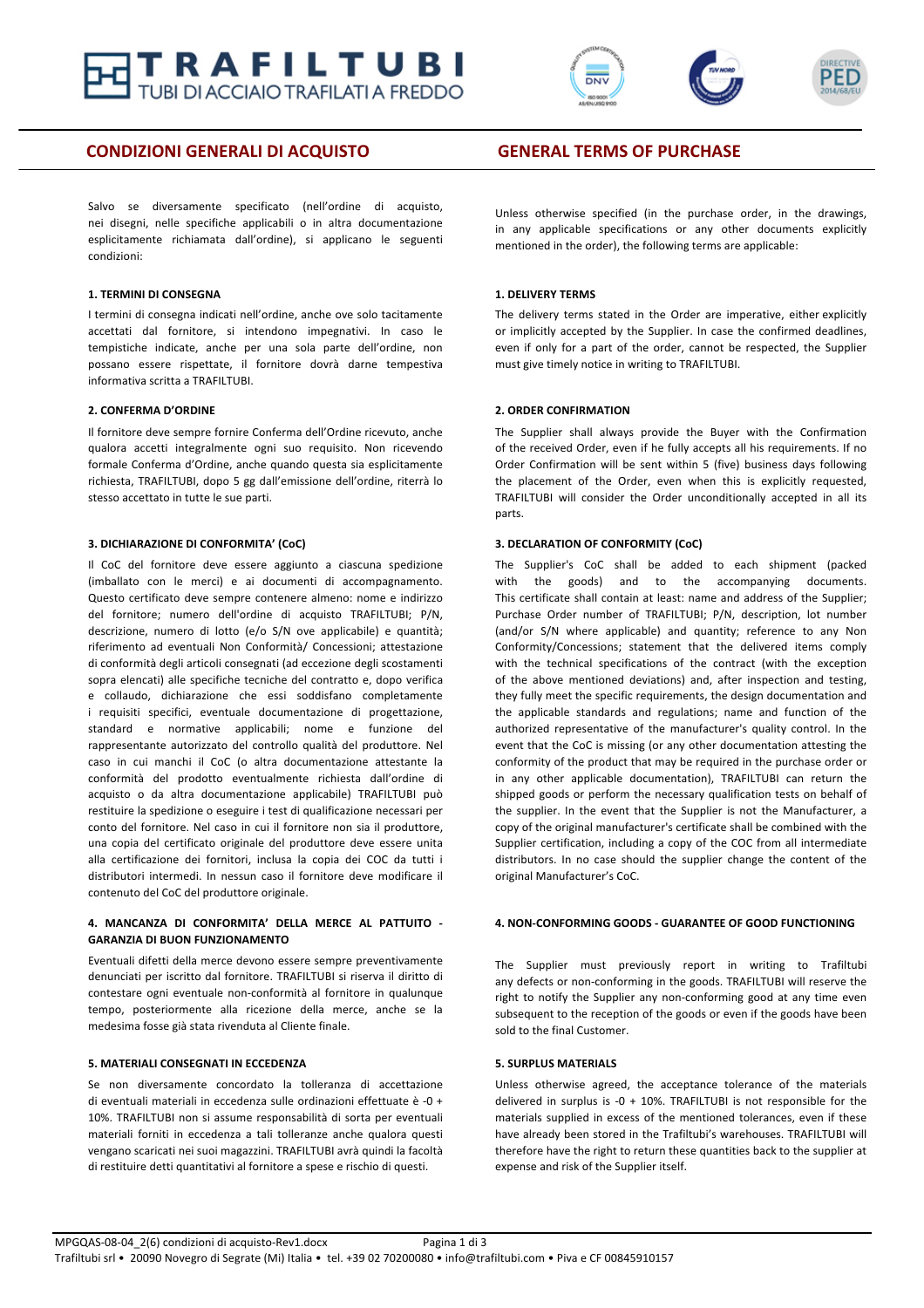# TRAFILTUBI

TUBI DI ACCIAIO TRAFILATI A FREDDO

## CONDIZIONI GENERALI DI ACQUISTO

Salvo se diversamente specificato (nell'ordine di acquisto, nei disegni, nelle specifiche applicabili o in altra documentazione esplicitamente richiamata dall'ordine), si applicano le seguenti condizioni:

### 1. TERMINI DI CONSEGNA

I termini di consegna indicati nell'ordine, anche ove solo tacitamente accettati dal fornitore, si intendono impegnativi. In caso le tempistiche indicate, anche per una sola parte dell'ordine, non possano essere rispettate, il fornitore dovrà darne tempestiva informativa scritta a TRAFILTUBI.

### 2. CONFERMA D'ORDINE

Il fornitore deve sempre fornire Conferma dell'Ordine ricevuto, anche qualora accetti integralmente ogni suo requisito. Non ricevendo formale Conferma d'Ordine, anche quando questa sia esplicitamente richiesta, TRAFILTUBI, dopo 5 gg dall'emissione dell'ordine, riterrà lo stesso accettato in tutte le sue parti.

### 3. DICHIARAZIONE DI CONFORMITA' (CoC)

Il CoC del fornitore deve essere aggiunto a ciascuna spedizione (imballato con le merci) e ai documenti di accompagnamento. Questo certificato deve sempre contenere almeno: nome e indirizzo del fornitore; numero dell'ordine di acquisto TRAFILTUBI; P/N, descrizione, numero di lotto (e/o S/N ove applicabile) e quantità; riferimento ad eventuali Non Conformità/ Concessioni; attestazione di conformità degli articoli consegnati (ad eccezione degli scostamenti sopra elencati) alle specifiche tecniche del contratto e, dopo verifica e collaudo, dichiarazione che essi soddisfano completamente i requisiti specifici, eventuale documentazione di progettazione, standard e normative applicabili; nome e funzione del rappresentante autorizzato del controllo qualità del produttore. Nel caso in cui manchi il CoC (o altra documentazione attestante la conformità del prodotto eventualmente richiesta dall'ordine di acquisto o da altra documentazione applicabile) TRAFILTUBI può restituire la spedizione o eseguire i test di qualificazione necessari per conto del fornitore. Nel caso in cui il fornitore non sia il produttore, una copia del certificato originale del produttore deve essere unita alla certificazione dei fornitori, inclusa la copia dei COC da tutti i distributori intermedi. In nessun caso il fornitore deve modificare il contenuto del CoC del produttore originale.

### 4. MANCANZA DI CONFORMITA' DELLA MERCE AL PATTUITO - GARANZIA DI BUON FUNZIONAMENTO

Eventuali difetti della merce devono essere sempre preventivamente denunciati per iscritto dal fornitore. TRAFILTUBI si riserva il diritto di contestare ogni eventuale non-conformità al fornitore in qualunque tempo, posteriormente alla ricezione della merce, anche se la medesima fosse già stata rivenduta al Cliente finale.

### 5. MATERIALI CONSEGNATI IN ECCEDENZA

Se non diversamente concordato la tolleranza di accettazione di eventuali materiali in eccedenza sulle ordinazioni effettuate è -0 + 10%. TRAFILTUBI non si assume responsabilità di sorta per eventuali materiali forniti in eccedenza a tali tolleranze anche qualora questi vengano scaricati nei suoi magazzini. TRAFILTUBI avrà quindi la facoltà di restituire detti quantitativi al fornitore a spese e rischio di questi.

## GENERAL TERMS OF PURCHASE

Unless otherwise specified (in the purchase order, in the drawings, in any applicable specifications or any other documents explicitly mentioned in the order), the following terms are applicable:

### 1. DELIVERY TERMS

The delivery terms stated in the Order are imperative, either explicitly or implicitly accepted by the Supplier. In case the confirmed deadlines, even if only for a part of the order, cannot be respected, the Supplier must give timely notice in writing to TRAFILTUBI.

### 2. ORDER CONFIRMATION

The Supplier shall always provide the Buyer with the Confirmation of the received Order, even if he fully accepts all his requirements. If no Order Confirmation will be sent within 5 (five) business days following the placement of the Order, even when this is explicitly requested, TRAFILTUBI will consider the Order unconditionally accepted in all its parts.

### 3. DECLARATION OF CONFORMITY (CoC)

The Supplier's CoC shall be added to each shipment (packed with the goods) and to the accompanying documents. This certificate shall contain at least: name and address of the Supplier; Purchase Order number of TRAFILTUBI; P/N, description, lot number (and/or S/N where applicable) and quantity; reference to any Non Conformity/Concessions; statement that the delivered items comply with the technical specifications of the contract (with the exception of the above mentioned deviations) and, after inspection and testing, they fully meet the specific requirements, the design documentation and the applicable standards and regulations; name and function of the authorized representative of the manufacturer's quality control. In the event that the CoC is missing (or any other documentation attesting the conformity of the product that may be required in the purchase order or in any other applicable documentation), TRAFILTUBI can return the shipped goods or perform the necessary qualification tests on behalf of the supplier. In the event that the Supplier is not the Manufacturer, a copy of the original manufacturer's certificate shall be combined with the Supplier certification, including a copy of the COC from all intermediate distributors. In no case should the supplier change the content of the original Manufacturer's CoC.

### 4. NON-CONFORMING GOODS - GUARANTEE OF GOOD FUNCTIONING

The Supplier must previously report in writing to Trafiltubi any defects or non-conforming in the goods. TRAFILTUBI will reserve the right to notify the Supplier any non-conforming good at any time even subsequent to the reception of the goods or even if the goods have been sold to the final Customer.

### 5. SURPLUS MATERIALS

Unless otherwise agreed, the acceptance tolerance of the materials delivered in surplus is -0 + 10%. TRAFILTUBI is not responsible for the materials supplied in excess of the mentioned tolerances, even if these have already been stored in the Trafiltubi's warehouses. TRAFILTUBI will therefore have the right to return these quantities back to the supplier at expense and risk of the Supplier itself.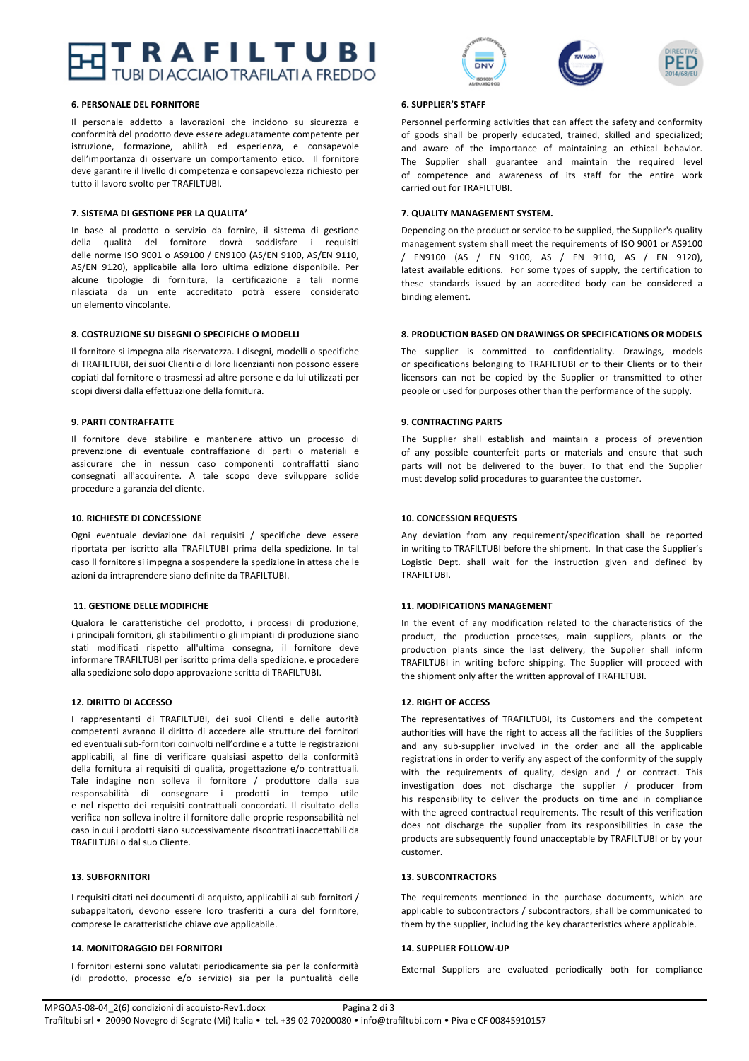#### 6. PERSONALE DEL FORNITORE

Il personale addetto a lavorazioni che incidono su sicurezza e conformità del prodotto deve essere adeguatamente competente per istruzione, formazione, abilità ed esperienza, e consapevole dell'importanza di osservare un comportamento etico. Il fornitore deve garantire il livello di competenza e consapevolezza richiesto per tutto il lavoro svolto per TRAFILTUBI.

#### 7. SISTEMA DI GESTIONE PER LA QUALITA'

In base al prodotto o servizio da fornire, il sistema di gestione della qualità del fornitore dovrà soddisfare i requisiti delle norme ISO 9001 o AS9100 / EN9100 (AS/EN 9100, AS/EN 9110, AS/EN 9120), applicabile alla loro ultima edizione disponibile. Per alcune tipologie di fornitura, la certificazione a tali norme rilasciata da un ente accreditato potrà essere considerato un elemento vincolante.

#### 8. COSTRUZIONE SU DISEGNI O SPECIFICHE O MODELLI

Il fornitore si impegna alla riservatezza. I disegni, modelli o specifiche di TRAFILTUBI, dei suoi Clienti o di loro licenzianti non possono essere copiati dal fornitore o trasmessi ad altre persone e da lui utilizzati per scopi diversi dalla effettuazione della fornitura.

#### 9. PARTI CONTRAFFATTE

Il fornitore deve stabilire e mantenere attivo un processo di prevenzione di eventuale contraffazione di parti o materiali e assicurare che in nessun caso componenti contraffatti siano consegnati all'acquirente. A tale scopo deve sviluppare solide procedure a garanzia del cliente.

#### 10. RICHIESTE DI CONCESSIONE

Ogni eventuale deviazione dai requisiti / specifiche deve essere riportata per iscritto alla TRAFILTUBI prima della spedizione. In tal caso Il fornitore si impegna a sospendere la spedizione in attesa che le azioni da intraprendere siano definite da TRAFILTUBI.

#### 11. GESTIONE DELLE MODIFICHE

Qualora le caratteristiche del prodotto, i processi di produzione, i principali fornitori, gli stabilimenti o gli impianti di produzione siano stati modificati rispetto all'ultima consegna, il fornitore deve informare TRAFILTUBI per iscritto prima della spedizione, e procedere alla spedizione solo dopo approvazione scritta di TRAFILTUBI.

#### 12. DIRITTO DI ACCESSO

I rappresentanti di TRAFILTUBI, dei suoi Clienti e delle autorità competenti avranno il diritto di accedere alle strutture dei fornitori ed eventuali sub-fornitori coinvolti nell'ordine e a tutte le registrazioni applicabili, al fine di verificare qualsiasi aspetto della conformità della fornitura ai requisiti di qualità, progettazione e/o contrattuali. Tale indagine non solleva il fornitore / produttore dalla sua responsabilità di consegnare i prodotti in tempo utile e nel rispetto dei requisiti contrattuali concordati. Il risultato della verifica non solleva inoltre il fornitore dalle proprie responsabilità nel caso in cui i prodotti siano successivamente riscontrati inaccettabili da TRAFILTUBI o dal suo Cliente.

#### 13. SUBFORNITORI

I requisiti citati nei documenti di acquisto, applicabili ai sub-fornitori / subappaltatori, devono essere loro trasferiti a cura del fornitore, comprese le caratteristiche chiave ove applicabile.

#### 14. MONITORAGGIO DEI FORNITORI

I fornitori esterni sono valutati periodicamente sia per la conformità (di prodotto, processo e/o servizio) sia per la puntualità delle

#### 6. SUPPLIER'S STAFF

Personnel performing activities that can affect the safety and conformity of goods shall be properly educated, trained, skilled and specialized; and aware of the importance of maintaining an ethical behavior. The Supplier shall guarantee and maintain the required level of competence and awareness of its staff for the entire work carried out for TRAFILTUBI.

#### 7. QUALITY MANAGEMENT SYSTEM.

Depending on the product or service to be supplied, the Supplier's quality management system shall meet the requirements of ISO 9001 or AS9100 / EN9100 (AS / EN 9100, AS / EN 9110, AS / EN 9120), latest available editions. For some types of supply, the certification to these standards issued by an accredited body can be considered a binding element.

#### 8. PRODUCTION BASED ON DRAWINGS OR SPECIFICATIONS OR MODELS

The supplier is committed to confidentiality. Drawings, models or specifications belonging to TRAFILTUBI or to their Clients or to their licensors can not be copied by the Supplier or transmitted to other people or used for purposes other than the performance of the supply.

#### 9. CONTRACTING PARTS

The Supplier shall establish and maintain a process of prevention of any possible counterfeit parts or materials and ensure that such parts will not be delivered to the buyer. To that end the Supplier must develop solid procedures to guarantee the customer.

#### 10. CONCESSION REQUESTS

Any deviation from any requirement/specification shall be reported in writing to TRAFILTUBI before the shipment. In that case the Supplier's Logistic Dept. shall wait for the instruction given and defined by TRAFILTUBI.

#### 11. MODIFICATIONS MANAGEMENT

In the event of any modification related to the characteristics of the product, the production processes, main suppliers, plants or the production plants since the last delivery, the Supplier shall inform TRAFILTUBI in writing before shipping. The Supplier will proceed with the shipment only after the written approval of TRAFILTUBI.

#### 12. RIGHT OF ACCESS

The representatives of TRAFILTUBI, its Customers and the competent authorities will have the right to access all the facilities of the Suppliers and any sub-supplier involved in the order and all the applicable registrations in order to verify any aspect of the conformity of the supply with the requirements of quality, design and / or contract. This investigation does not discharge the supplier / producer from his responsibility to deliver the products on time and in compliance with the agreed contractual requirements. The result of this verification does not discharge the supplier from its responsibilities in case the products are subsequently found unacceptable by TRAFILTUBI or by your customer.

#### 13. SUBCONTRACTORS

The requirements mentioned in the purchase documents, which are applicable to subcontractors / subcontractors, shall be communicated to them by the supplier, including the key characteristics where applicable.

#### 14. SUPPLIER FOLLOW-UP

External Suppliers are evaluated periodically both for compliance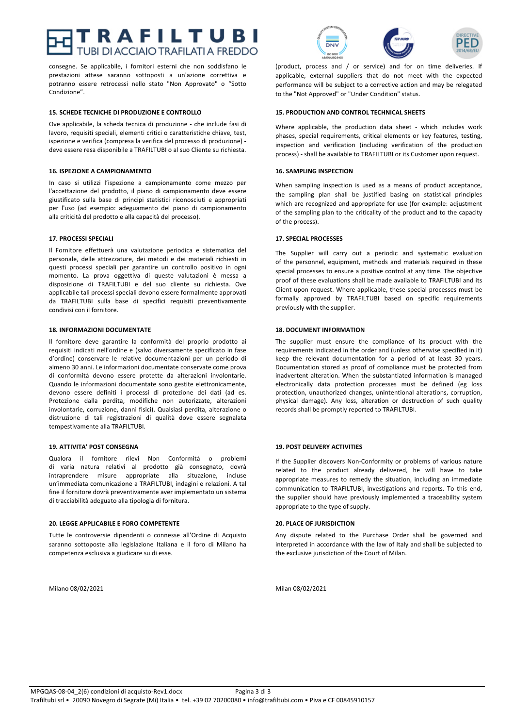consegne. Se applicabile, i fornitori esterni che non soddisfano le prestazioni attese saranno sottoposti a un'azione correttiva e potranno essere retrocessi nello stato "Non Approvato" o "Sotto Condizione".

#### 15. SCHEDE TECNICHE DI PRODUZIONE E CONTROLLO

Ove applicabile, la scheda tecnica di produzione - che include fasi di lavoro, requisiti speciali, elementi critici o caratteristiche chiave, test, ispezione e verifica (compresa la verifica del processo di produzione) - deve essere resa disponibile a TRAFILTUBI o al suo Cliente su richiesta.

#### 16. ISPEZIONE A CAMPIONAMENTO

In caso si utilizzi l'ispezione a campionamento come mezzo per l'accettazione del prodotto, il piano di campionamento deve essere giustificato sulla base di principi statistici riconosciuti e appropriati per l'uso (ad esempio: adeguamento del piano di campionamento alla criticità del prodotto e alla capacità del processo).

#### 17. PROCESSI SPECIALI

Il Fornitore effettuerà una valutazione periodica e sistematica del personale, delle attrezzature, dei metodi e dei materiali richiesti in questi processi speciali per garantire un controllo positivo in ogni momento. La prova oggettiva di queste valutazioni è messa a disposizione di TRAFILTUBI e del suo cliente su richiesta. Ove applicabile tali processi speciali devono essere formalmente approvati da TRAFILTUBI sulla base di specifici requisiti preventivamente condivisi con il fornitore.

#### 18. INFORMAZIONI DOCUMENTATE

Il fornitore deve garantire la conformità del proprio prodotto ai requisiti indicati nell'ordine e (salvo diversamente specificato in fase d'ordine) conservare le relative documentazioni per un periodo di almeno 30 anni. Le informazioni documentate conservate come prova di conformità devono essere protette da alterazioni involontarie. Quando le informazioni documentate sono gestite elettronicamente, devono essere definiti i processi di protezione dei dati (ad es. Protezione dalla perdita, modifiche non autorizzate, alterazioni involontarie, corruzione, danni fisici). Qualsiasi perdita, alterazione o distruzione di tali registrazioni di qualità dove essere segnalata tempestivamente alla TRAFILTUBI.

#### 19. ATTIVITA' POST CONSEGNA

Qualora il fornitore rilevi Non Conformità o problemi di varia natura relativi al prodotto già consegnato, dovrà intraprendere misure appropriate alla situazione, incluse un'immediata comunicazione a TRAFILTUBI, indagini e relazioni. A tal fine il fornitore dovrà preventivamente aver implementato un sistema di tracciabilità adeguato alla tipologia di fornitura.

#### 20. LEGGE APPLICABILE E FORO COMPETENTE

Tutte le controversie dipendenti o connesse all'Ordine di Acquisto saranno sottoposte alla legislazione Italiana e il foro di Milano ha competenza esclusiva a giudicare su di esse.

Milano 08/02/2021

(product, process and / or service) and for on time deliveries. If applicable, external suppliers that do not meet with the expected performance will be subject to a corrective action and may be relegated to the "Not Approved" or "Under Condition" status.

#### 15. PRODUCTION AND CONTROL TECHNICAL SHEETS

Where applicable, the production data sheet - which includes work phases, special requirements, critical elements or key features, testing, inspection and verification (including verification of the production process) - shall be available to TRAFILTUBI or its Customer upon request.

#### 16. SAMPLING INSPECTION

When sampling inspection is used as a means of product acceptance, the sampling plan shall be justified basing on statistical principles which are recognized and appropriate for use (for example: adjustment of the sampling plan to the criticality of the product and to the capacity of the process).

#### 17. SPECIAL PROCESSES

The Supplier will carry out a periodic and systematic evaluation of the personnel, equipment, methods and materials required in these special processes to ensure a positive control at any time. The objective proof of these evaluations shall be made available to TRAFILTUBI and its Client upon request. Where applicable, these special processes must be formally approved by TRAFILTUBI based on specific requirements previously with the supplier.

#### 18. DOCUMENT INFORMATION

The supplier must ensure the compliance of its product with the requirements indicated in the order and (unless otherwise specified in it) keep the relevant documentation for a period of at least 30 years. Documentation stored as proof of compliance must be protected from inadvertent alteration. When the substantiated information is managed electronically data protection processes must be defined (eg loss protection, unauthorized changes, unintentional alterations, corruption, physical damage). Any loss, alteration or destruction of such quality records shall be promptly reported to TRAFILTUBI.

#### 19. POST DELIVERY ACTIVITIES

If the Supplier discovers Non-Conformity or problems of various nature related to the product already delivered, he will have to take appropriate measures to remedy the situation, including an immediate communication to TRAFILTUBI, investigations and reports. To this end, the supplier should have previously implemented a traceability system appropriate to the type of supply.

#### 20. PLACE OF JURISDICTION

Any dispute related to the Purchase Order shall be governed and interpreted in accordance with the law of Italy and shall be subjected to the exclusive jurisdiction of the Court of Milan.

Milan 08/02/2021